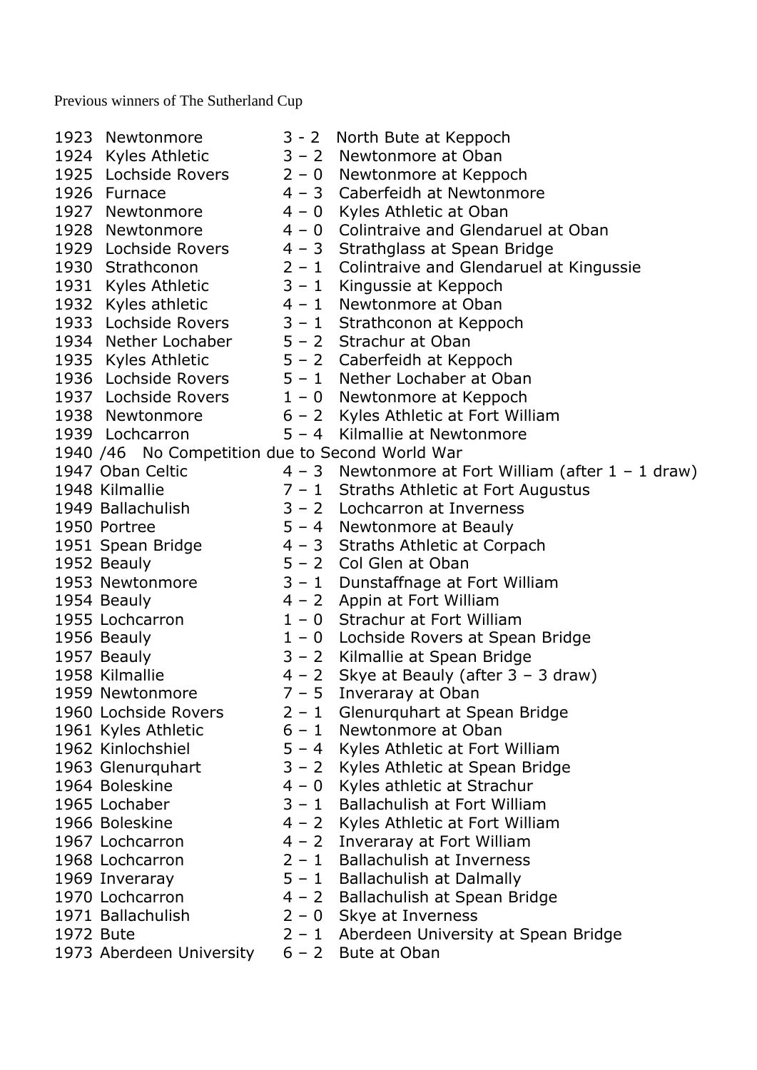Previous winners of The Sutherland Cup

| Year | Winner | Score | Runner-up / Venue |
|---|---|---|---|
| 1923 | Newtonmore | 3 - 2 | North Bute at Keppoch |
| 1924 | Kyles Athletic | 3 – 2 | Newtonmore at Oban |
| 1925 | Lochside Rovers | 2 – 0 | Newtonmore at Keppoch |
| 1926 | Furnace | 4 – 3 | Caberfeidh at Newtonmore |
| 1927 | Newtonmore | 4 – 0 | Kyles Athletic at Oban |
| 1928 | Newtonmore | 4 – 0 | Colintraive and Glendaruel at Oban |
| 1929 | Lochside Rovers | 4 – 3 | Strathglass at Spean Bridge |
| 1930 | Strathconon | 2 – 1 | Colintraive and Glendaruel at Kingussie |
| 1931 | Kyles Athletic | 3 – 1 | Kingussie at Keppoch |
| 1932 | Kyles athletic | 4 – 1 | Newtonmore at Oban |
| 1933 | Lochside Rovers | 3 – 1 | Strathconon at Keppoch |
| 1934 | Nether Lochaber | 5 – 2 | Strachur at Oban |
| 1935 | Kyles Athletic | 5 – 2 | Caberfeidh at Keppoch |
| 1936 | Lochside Rovers | 5 – 1 | Nether Lochaber at Oban |
| 1937 | Lochside Rovers | 1 – 0 | Newtonmore at Keppoch |
| 1938 | Newtonmore | 6 – 2 | Kyles Athletic at Fort William |
| 1939 | Lochcarron | 5 – 4 | Kilmallie at Newtonmore |
| 1940 /46 | No Competition due to Second World War | | |
| 1947 | Oban Celtic | 4 – 3 | Newtonmore at Fort William (after 1 – 1 draw) |
| 1948 | Kilmallie | 7 – 1 | Straths Athletic at Fort Augustus |
| 1949 | Ballachulish | 3 – 2 | Lochcarron at Inverness |
| 1950 | Portree | 5 – 4 | Newtonmore at Beauly |
| 1951 | Spean Bridge | 4 – 3 | Straths Athletic at Corpach |
| 1952 | Beauly | 5 – 2 | Col Glen at Oban |
| 1953 | Newtonmore | 3 – 1 | Dunstaffnage at Fort William |
| 1954 | Beauly | 4 – 2 | Appin at Fort William |
| 1955 | Lochcarron | 1 – 0 | Strachur at Fort William |
| 1956 | Beauly | 1 – 0 | Lochside Rovers at Spean Bridge |
| 1957 | Beauly | 3 – 2 | Kilmallie at Spean Bridge |
| 1958 | Kilmallie | 4 – 2 | Skye at Beauly (after 3 – 3 draw) |
| 1959 | Newtonmore | 7 – 5 | Inveraray at Oban |
| 1960 | Lochside Rovers | 2 – 1 | Glenurquhart at Spean Bridge |
| 1961 | Kyles Athletic | 6 – 1 | Newtonmore at Oban |
| 1962 | Kinlochshiel | 5 – 4 | Kyles Athletic at Fort William |
| 1963 | Glenurquhart | 3 – 2 | Kyles Athletic at Spean Bridge |
| 1964 | Boleskine | 4 – 0 | Kyles athletic at Strachur |
| 1965 | Lochaber | 3 – 1 | Ballachulish at Fort William |
| 1966 | Boleskine | 4 – 2 | Kyles Athletic at Fort William |
| 1967 | Lochcarron | 4 – 2 | Inveraray at Fort William |
| 1968 | Lochcarron | 2 – 1 | Ballachulish at Inverness |
| 1969 | Inveraray | 5 – 1 | Ballachulish at Dalmally |
| 1970 | Lochcarron | 4 – 2 | Ballachulish at Spean Bridge |
| 1971 | Ballachulish | 2 – 0 | Skye at Inverness |
| 1972 | Bute | 2 – 1 | Aberdeen University at Spean Bridge |
| 1973 | Aberdeen University | 6 – 2 | Bute at Oban |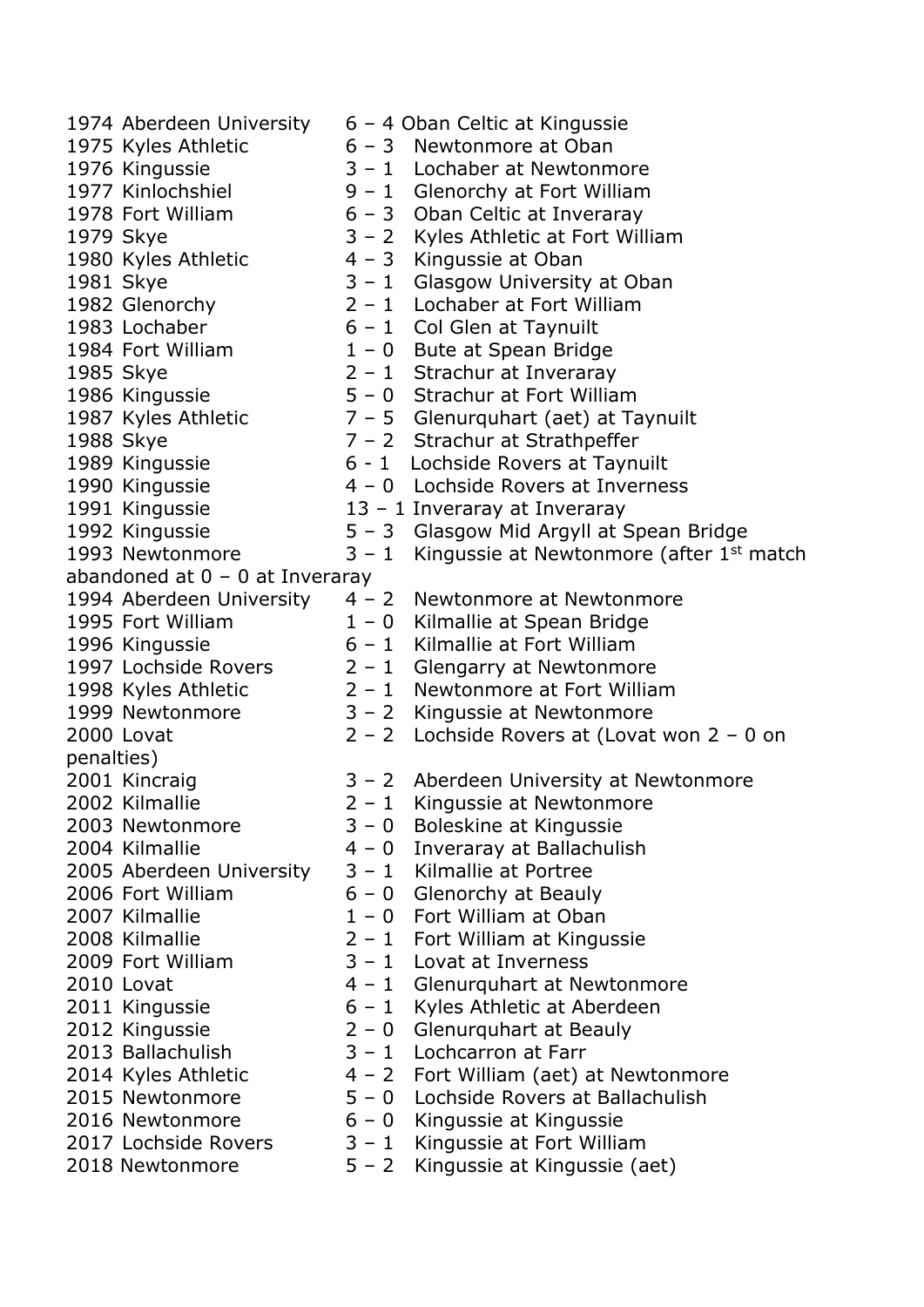1974 Aberdeen University 6 – 4 Oban Celtic at Kingussie
1975 Kyles Athletic 6 – 3 Newtonmore at Oban
1976 Kingussie 3 – 1 Lochaber at Newtonmore
1977 Kinlochshiel 9 – 1 Glenorchy at Fort William
1978 Fort William 6 – 3 Oban Celtic at Inveraray
1979 Skye 3 – 2 Kyles Athletic at Fort William
1980 Kyles Athletic 4 – 3 Kingussie at Oban
1981 Skye 3 – 1 Glasgow University at Oban
1982 Glenorchy 2 – 1 Lochaber at Fort William
1983 Lochaber 6 – 1 Col Glen at Taynuilt
1984 Fort William 1 – 0 Bute at Spean Bridge
1985 Skye 2 – 1 Strachur at Inveraray
1986 Kingussie 5 – 0 Strachur at Fort William
1987 Kyles Athletic 7 – 5 Glenurquhart (aet) at Taynuilt
1988 Skye 7 – 2 Strachur at Strathpeffer
1989 Kingussie 6 - 1 Lochside Rovers at Taynuilt
1990 Kingussie 4 – 0 Lochside Rovers at Inverness
1991 Kingussie 13 – 1 Inveraray at Inveraray
1992 Kingussie 5 – 3 Glasgow Mid Argyll at Spean Bridge
1993 Newtonmore 3 – 1 Kingussie at Newtonmore (after 1st match abandoned at 0 – 0 at Inveraray
1994 Aberdeen University 4 – 2 Newtonmore at Newtonmore
1995 Fort William 1 – 0 Kilmallie at Spean Bridge
1996 Kingussie 6 – 1 Kilmallie at Fort William
1997 Lochside Rovers 2 – 1 Glengarry at Newtonmore
1998 Kyles Athletic 2 – 1 Newtonmore at Fort William
1999 Newtonmore 3 – 2 Kingussie at Newtonmore
2000 Lovat 2 – 2 Lochside Rovers at (Lovat won 2 – 0 on penalties)
2001 Kincraig 3 – 2 Aberdeen University at Newtonmore
2002 Kilmallie 2 – 1 Kingussie at Newtonmore
2003 Newtonmore 3 – 0 Boleskine at Kingussie
2004 Kilmallie 4 – 0 Inveraray at Ballachulish
2005 Aberdeen University 3 – 1 Kilmallie at Portree
2006 Fort William 6 – 0 Glenorchy at Beauly
2007 Kilmallie 1 – 0 Fort William at Oban
2008 Kilmallie 2 – 1 Fort William at Kingussie
2009 Fort William 3 – 1 Lovat at Inverness
2010 Lovat 4 – 1 Glenurquhart at Newtonmore
2011 Kingussie 6 – 1 Kyles Athletic at Aberdeen
2012 Kingussie 2 – 0 Glenurquhart at Beauly
2013 Ballachulish 3 – 1 Lochcarron at Farr
2014 Kyles Athletic 4 – 2 Fort William (aet) at Newtonmore
2015 Newtonmore 5 – 0 Lochside Rovers at Ballachulish
2016 Newtonmore 6 – 0 Kingussie at Kingussie
2017 Lochside Rovers 3 – 1 Kingussie at Fort William
2018 Newtonmore 5 – 2 Kingussie at Kingussie (aet)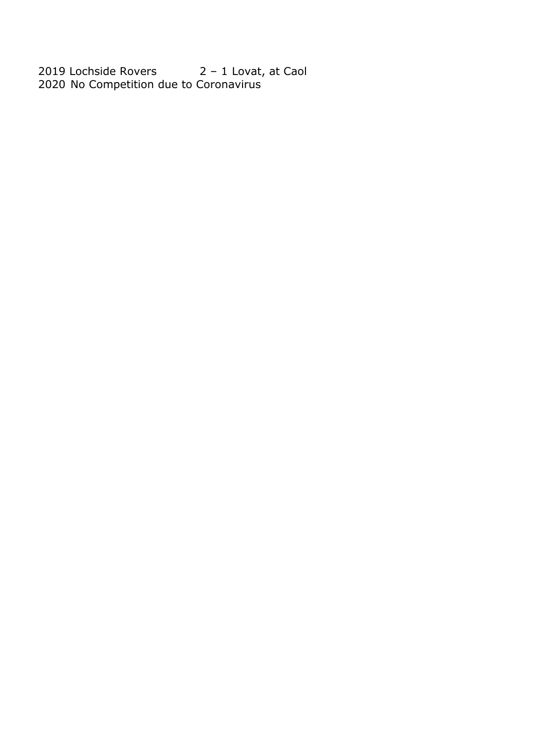2019 Lochside Rovers 2 – 1 Lovat, at Caol
2020 No Competition due to Coronavirus